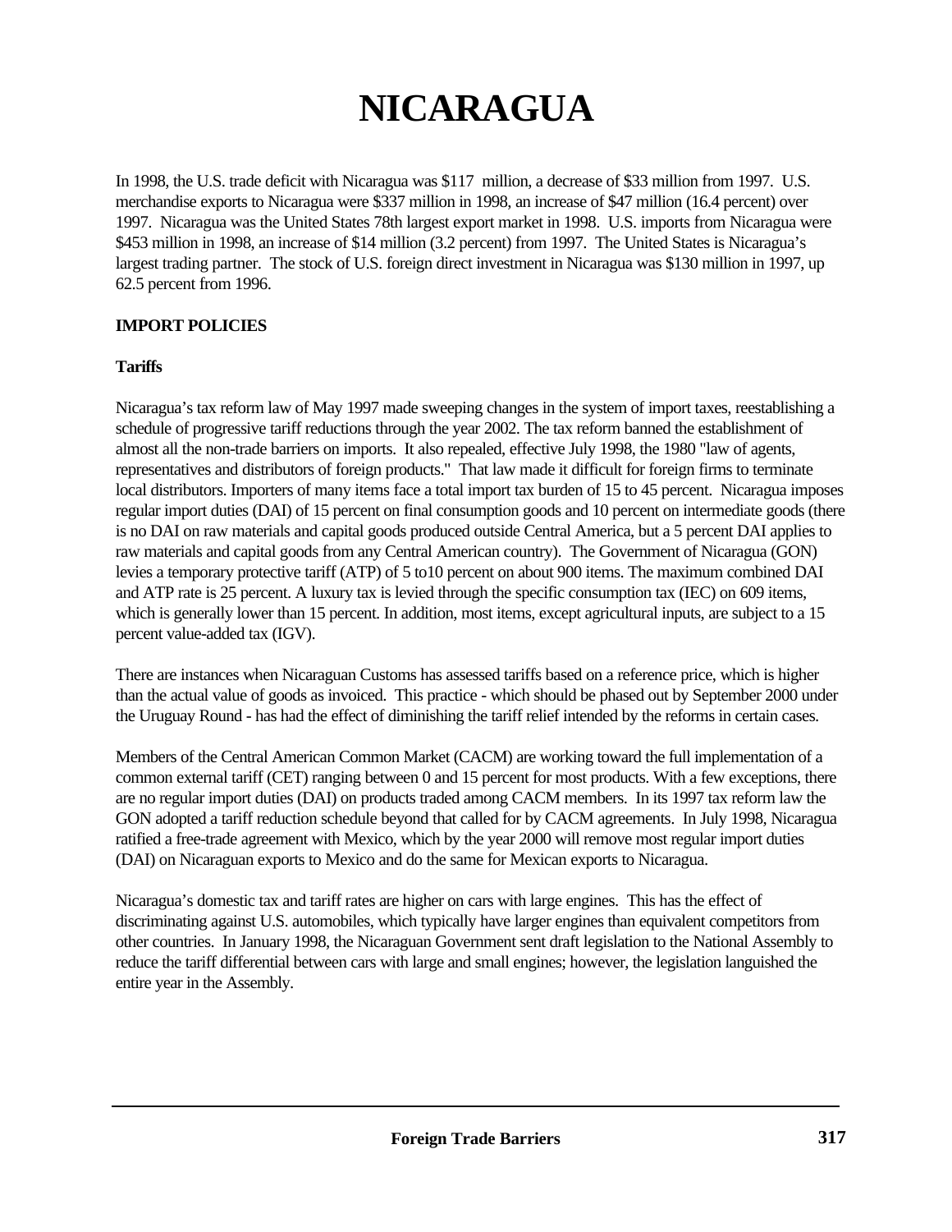# NICARAGUA

In 1998, the U.S. trade deficit with Nicaragua was $117 million, a decrease of $33 million from 1997. U.S. merchandise exports to Nicaragua were $337 million in 1998, an increase of $47 million (16.4 percent) over 1997. Nicaragua was the United States 78th largest export market in 1998. U.S. imports from Nicaragua were $453 million in 1998, an increase of $14 million (3.2 percent) from 1997. The United States is Nicaragua's largest trading partner. The stock of U.S. foreign direct investment in Nicaragua was $130 million in 1997, up 62.5 percent from 1996.

**IMPORT POLICIES**

**Tariffs**

Nicaragua's tax reform law of May 1997 made sweeping changes in the system of import taxes, reestablishing a schedule of progressive tariff reductions through the year 2002. The tax reform banned the establishment of almost all the non-trade barriers on imports. It also repealed, effective July 1998, the 1980 "law of agents, representatives and distributors of foreign products." That law made it difficult for foreign firms to terminate local distributors. Importers of many items face a total import tax burden of 15 to 45 percent. Nicaragua imposes regular import duties (DAI) of 15 percent on final consumption goods and 10 percent on intermediate goods (there is no DAI on raw materials and capital goods produced outside Central America, but a 5 percent DAI applies to raw materials and capital goods from any Central American country). The Government of Nicaragua (GON) levies a temporary protective tariff (ATP) of 5 to10 percent on about 900 items. The maximum combined DAI and ATP rate is 25 percent. A luxury tax is levied through the specific consumption tax (IEC) on 609 items, which is generally lower than 15 percent. In addition, most items, except agricultural inputs, are subject to a 15 percent value-added tax (IGV).

There are instances when Nicaraguan Customs has assessed tariffs based on a reference price, which is higher than the actual value of goods as invoiced. This practice - which should be phased out by September 2000 under the Uruguay Round - has had the effect of diminishing the tariff relief intended by the reforms in certain cases.

Members of the Central American Common Market (CACM) are working toward the full implementation of a common external tariff (CET) ranging between 0 and 15 percent for most products. With a few exceptions, there are no regular import duties (DAI) on products traded among CACM members. In its 1997 tax reform law the GON adopted a tariff reduction schedule beyond that called for by CACM agreements. In July 1998, Nicaragua ratified a free-trade agreement with Mexico, which by the year 2000 will remove most regular import duties (DAI) on Nicaraguan exports to Mexico and do the same for Mexican exports to Nicaragua.

Nicaragua's domestic tax and tariff rates are higher on cars with large engines. This has the effect of discriminating against U.S. automobiles, which typically have larger engines than equivalent competitors from other countries. In January 1998, the Nicaraguan Government sent draft legislation to the National Assembly to reduce the tariff differential between cars with large and small engines; however, the legislation languished the entire year in the Assembly.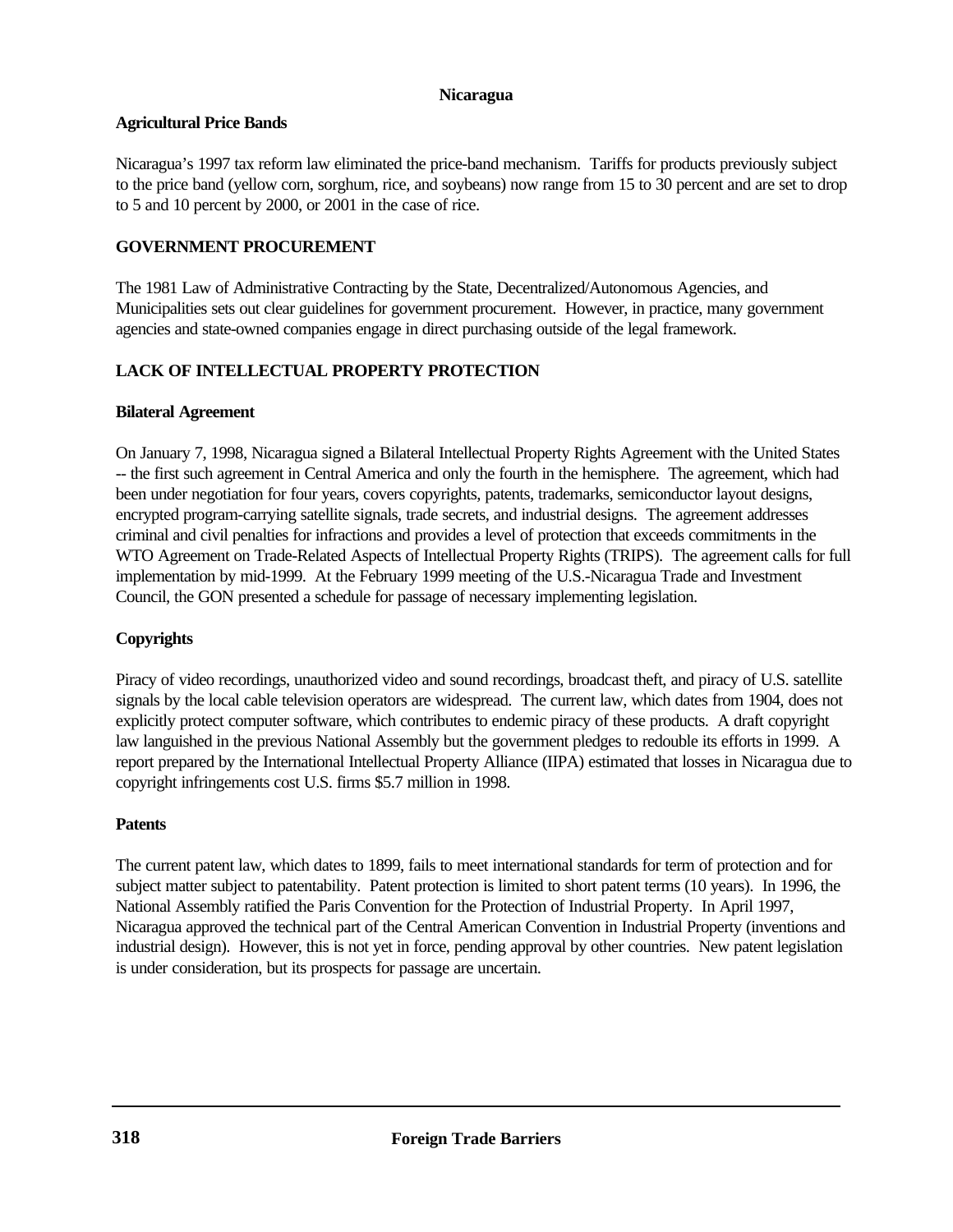**Nicaragua**

**Agricultural Price Bands**

Nicaragua's 1997 tax reform law eliminated the price-band mechanism. Tariffs for products previously subject to the price band (yellow corn, sorghum, rice, and soybeans) now range from 15 to 30 percent and are set to drop to 5 and 10 percent by 2000, or 2001 in the case of rice.

## GOVERNMENT PROCUREMENT

The 1981 Law of Administrative Contracting by the State, Decentralized/Autonomous Agencies, and Municipalities sets out clear guidelines for government procurement. However, in practice, many government agencies and state-owned companies engage in direct purchasing outside of the legal framework.

## LACK OF INTELLECTUAL PROPERTY PROTECTION

### Bilateral Agreement

On January 7, 1998, Nicaragua signed a Bilateral Intellectual Property Rights Agreement with the United States -- the first such agreement in Central America and only the fourth in the hemisphere. The agreement, which had been under negotiation for four years, covers copyrights, patents, trademarks, semiconductor layout designs, encrypted program-carrying satellite signals, trade secrets, and industrial designs. The agreement addresses criminal and civil penalties for infractions and provides a level of protection that exceeds commitments in the WTO Agreement on Trade-Related Aspects of Intellectual Property Rights (TRIPS). The agreement calls for full implementation by mid-1999. At the February 1999 meeting of the U.S.-Nicaragua Trade and Investment Council, the GON presented a schedule for passage of necessary implementing legislation.

### Copyrights

Piracy of video recordings, unauthorized video and sound recordings, broadcast theft, and piracy of U.S. satellite signals by the local cable television operators are widespread. The current law, which dates from 1904, does not explicitly protect computer software, which contributes to endemic piracy of these products. A draft copyright law languished in the previous National Assembly but the government pledges to redouble its efforts in 1999. A report prepared by the International Intellectual Property Alliance (IIPA) estimated that losses in Nicaragua due to copyright infringements cost U.S. firms $5.7 million in 1998.

### Patents

The current patent law, which dates to 1899, fails to meet international standards for term of protection and for subject matter subject to patentability. Patent protection is limited to short patent terms (10 years). In 1996, the National Assembly ratified the Paris Convention for the Protection of Industrial Property. In April 1997, Nicaragua approved the technical part of the Central American Convention in Industrial Property (inventions and industrial design). However, this is not yet in force, pending approval by other countries. New patent legislation is under consideration, but its prospects for passage are uncertain.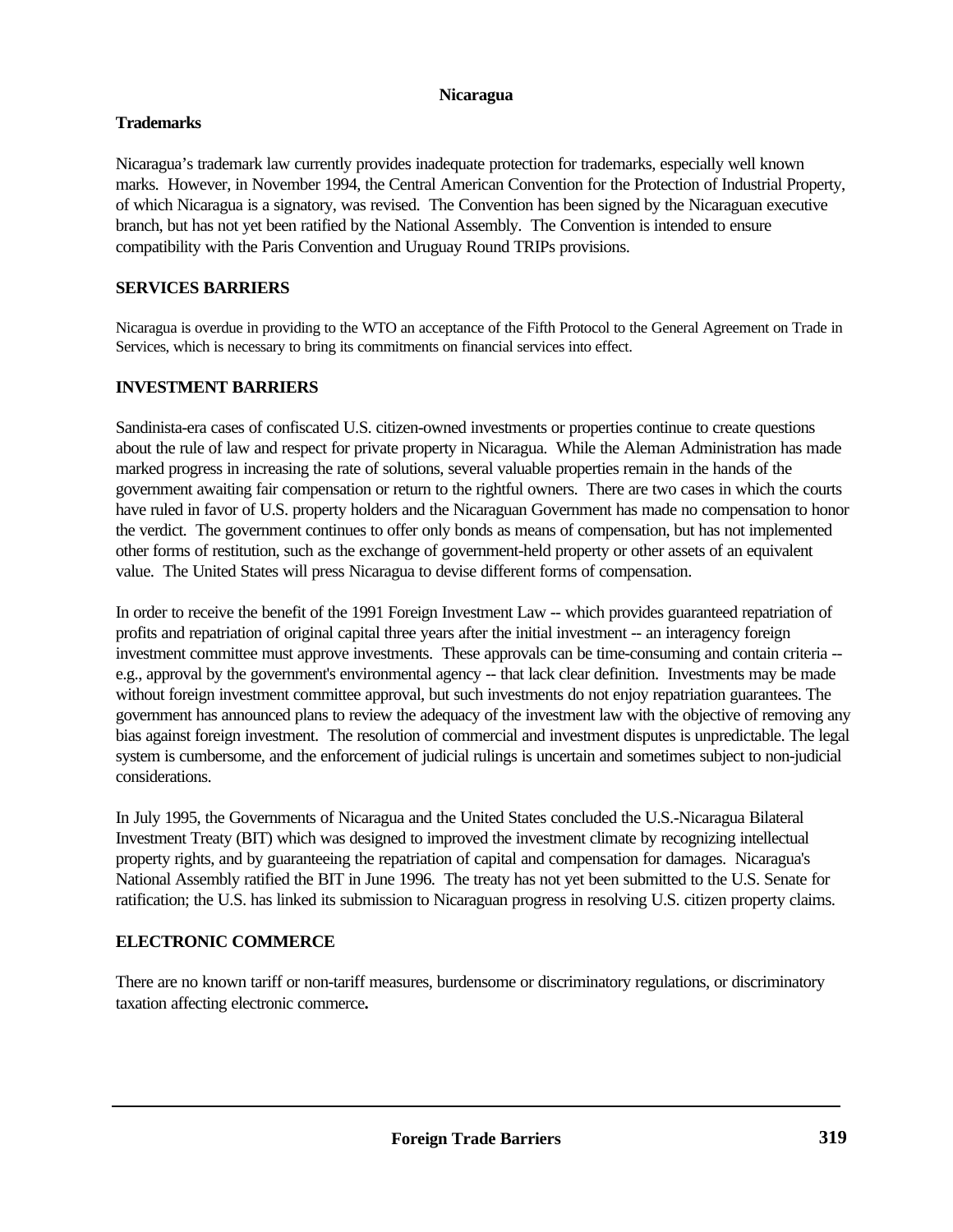**Nicaragua**

**Trademarks**

Nicaragua's trademark law currently provides inadequate protection for trademarks, especially well known marks. However, in November 1994, the Central American Convention for the Protection of Industrial Property, of which Nicaragua is a signatory, was revised. The Convention has been signed by the Nicaraguan executive branch, but has not yet been ratified by the National Assembly. The Convention is intended to ensure compatibility with the Paris Convention and Uruguay Round TRIPs provisions.

## SERVICES BARRIERS

Nicaragua is overdue in providing to the WTO an acceptance of the Fifth Protocol to the General Agreement on Trade in Services, which is necessary to bring its commitments on financial services into effect.

## INVESTMENT BARRIERS

Sandinista-era cases of confiscated U.S. citizen-owned investments or properties continue to create questions about the rule of law and respect for private property in Nicaragua. While the Aleman Administration has made marked progress in increasing the rate of solutions, several valuable properties remain in the hands of the government awaiting fair compensation or return to the rightful owners. There are two cases in which the courts have ruled in favor of U.S. property holders and the Nicaraguan Government has made no compensation to honor the verdict. The government continues to offer only bonds as means of compensation, but has not implemented other forms of restitution, such as the exchange of government-held property or other assets of an equivalent value. The United States will press Nicaragua to devise different forms of compensation.

In order to receive the benefit of the 1991 Foreign Investment Law -- which provides guaranteed repatriation of profits and repatriation of original capital three years after the initial investment -- an interagency foreign investment committee must approve investments. These approvals can be time-consuming and contain criteria -- e.g., approval by the government's environmental agency -- that lack clear definition. Investments may be made without foreign investment committee approval, but such investments do not enjoy repatriation guarantees. The government has announced plans to review the adequacy of the investment law with the objective of removing any bias against foreign investment. The resolution of commercial and investment disputes is unpredictable. The legal system is cumbersome, and the enforcement of judicial rulings is uncertain and sometimes subject to non-judicial considerations.

In July 1995, the Governments of Nicaragua and the United States concluded the U.S.-Nicaragua Bilateral Investment Treaty (BIT) which was designed to improved the investment climate by recognizing intellectual property rights, and by guaranteeing the repatriation of capital and compensation for damages. Nicaragua's National Assembly ratified the BIT in June 1996. The treaty has not yet been submitted to the U.S. Senate for ratification; the U.S. has linked its submission to Nicaraguan progress in resolving U.S. citizen property claims.

## ELECTRONIC COMMERCE

There are no known tariff or non-tariff measures, burdensome or discriminatory regulations, or discriminatory taxation affecting electronic commerce**.**